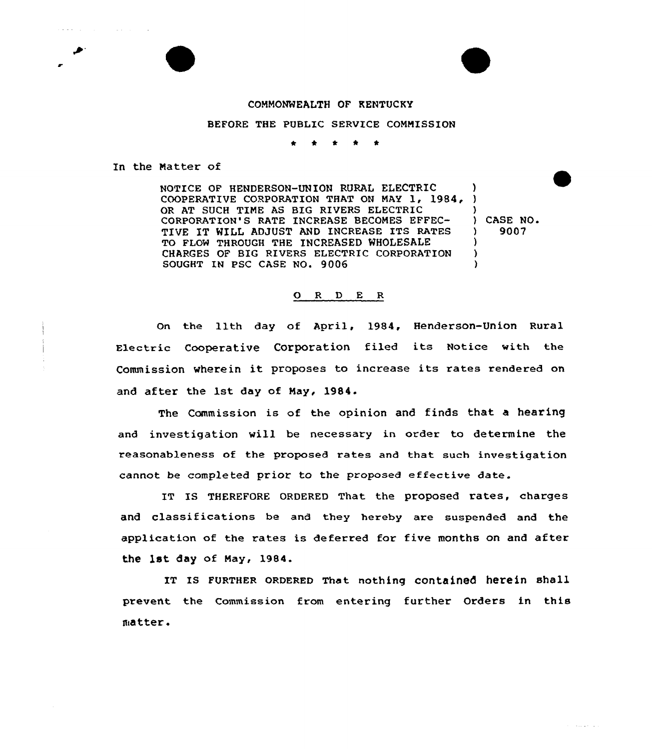COMMONWEALTH OF KENTUCKY

BEFORE THE PUBLIC SERVICE COMMISSION

\* \* \* \* \*

In the Matter of

| | |
|---|---|
| NOTICE OF HENDERSON-UNION RURAL ELECTRIC COOPERATIVE CORPORATION THAT ON MAY 1, 1984, OR AT SUCH TIME AS BIG RIVERS ELECTRIC CORPORATION'S RATE INCREASE BECOMES EFFECTIVE IT WILL ADJUST AND INCREASE ITS RATES TO FLOW THROUGH THE INCREASED WHOLESALE CHARGES OF BIG RIVERS ELECTRIC CORPORATION SOUGHT IN PSC CASE NO. 9006 | ) CASE NO. 9007 |

## O R D E R

On the 11th day of April, 1984, Henderson-Union Rural Electric Cooperative Corporation filed its Notice with the Commission wherein it proposes to increase its rates rendered on and after the 1st day of May, 1984.

The Commission is of the opinion and finds that a hearing and investigation will be necessary in order to determine the reasonableness of the proposed rates and that such investigation cannot be completed prior to the proposed effective date.

IT IS THEREFORE ORDERED That the proposed rates, charges and classifications be and they hereby are suspended and the application of the rates is deferred for five months on and after the 1st day of May, 1984.

IT IS FURTHER ORDERED That nothing contained herein shall prevent the Commission from entering further Orders in this matter.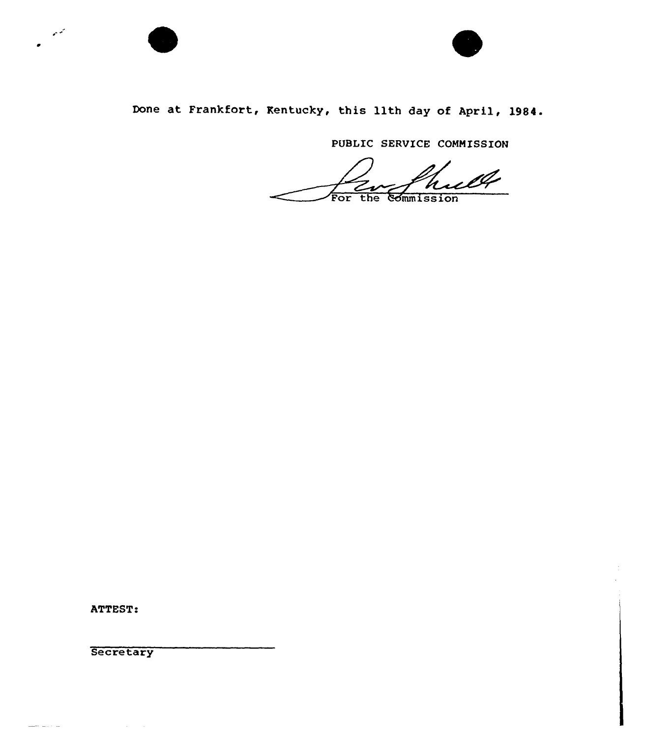Done at Frankfort, Kentucky, this 11th day of April, 1984.

PUBLIC SERVICE COMMISSION

For the Commission

ATTEST:

Secretary